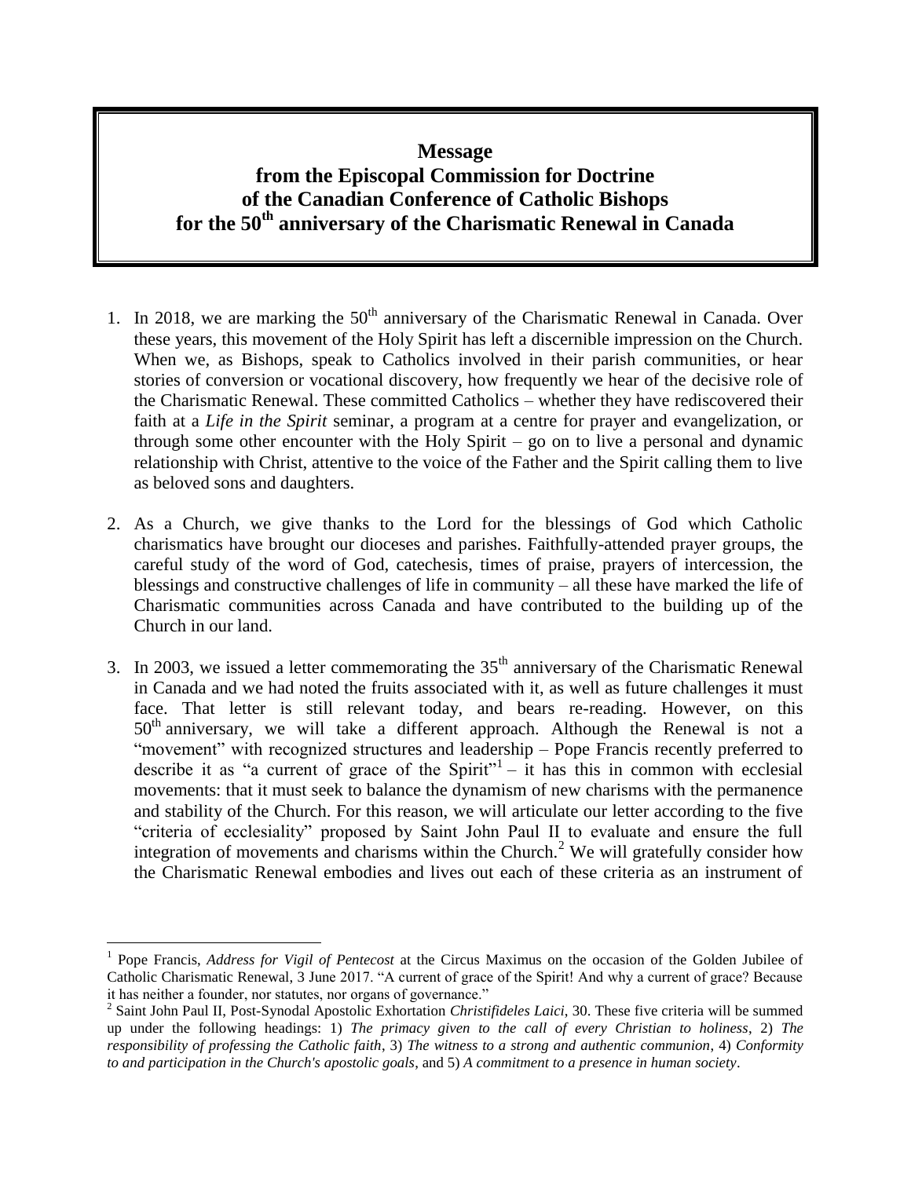**Message**
**from the Episcopal Commission for Doctrine**
**of the Canadian Conference of Catholic Bishops**
**for the 50th anniversary of the Charismatic Renewal in Canada**

1. In 2018, we are marking the 50th anniversary of the Charismatic Renewal in Canada. Over these years, this movement of the Holy Spirit has left a discernible impression on the Church. When we, as Bishops, speak to Catholics involved in their parish communities, or hear stories of conversion or vocational discovery, how frequently we hear of the decisive role of the Charismatic Renewal. These committed Catholics – whether they have rediscovered their faith at a *Life in the Spirit* seminar, a program at a centre for prayer and evangelization, or through some other encounter with the Holy Spirit – go on to live a personal and dynamic relationship with Christ, attentive to the voice of the Father and the Spirit calling them to live as beloved sons and daughters.

2. As a Church, we give thanks to the Lord for the blessings of God which Catholic charismatics have brought our dioceses and parishes. Faithfully-attended prayer groups, the careful study of the word of God, catechesis, times of praise, prayers of intercession, the blessings and constructive challenges of life in community – all these have marked the life of Charismatic communities across Canada and have contributed to the building up of the Church in our land.

3. In 2003, we issued a letter commemorating the 35th anniversary of the Charismatic Renewal in Canada and we had noted the fruits associated with it, as well as future challenges it must face. That letter is still relevant today, and bears re-reading. However, on this 50th anniversary, we will take a different approach. Although the Renewal is not a "movement" with recognized structures and leadership – Pope Francis recently preferred to describe it as "a current of grace of the Spirit"[1] – it has this in common with ecclesial movements: that it must seek to balance the dynamism of new charisms with the permanence and stability of the Church. For this reason, we will articulate our letter according to the five "criteria of ecclesiality" proposed by Saint John Paul II to evaluate and ensure the full integration of movements and charisms within the Church.[2] We will gratefully consider how the Charismatic Renewal embodies and lives out each of these criteria as an instrument of

---

[1] Pope Francis, *Address for Vigil of Pentecost* at the Circus Maximus on the occasion of the Golden Jubilee of Catholic Charismatic Renewal, 3 June 2017. "A current of grace of the Spirit! And why a current of grace? Because it has neither a founder, nor statutes, nor organs of governance."

[2] Saint John Paul II, Post-Synodal Apostolic Exhortation *Christifideles Laici*, 30. These five criteria will be summed up under the following headings: 1) *The primacy given to the call of every Christian to holiness*, 2) *The responsibility of professing the Catholic faith*, 3) *The witness to a strong and authentic communion*, 4) *Conformity to and participation in the Church's apostolic goals*, and 5) *A commitment to a presence in human society*.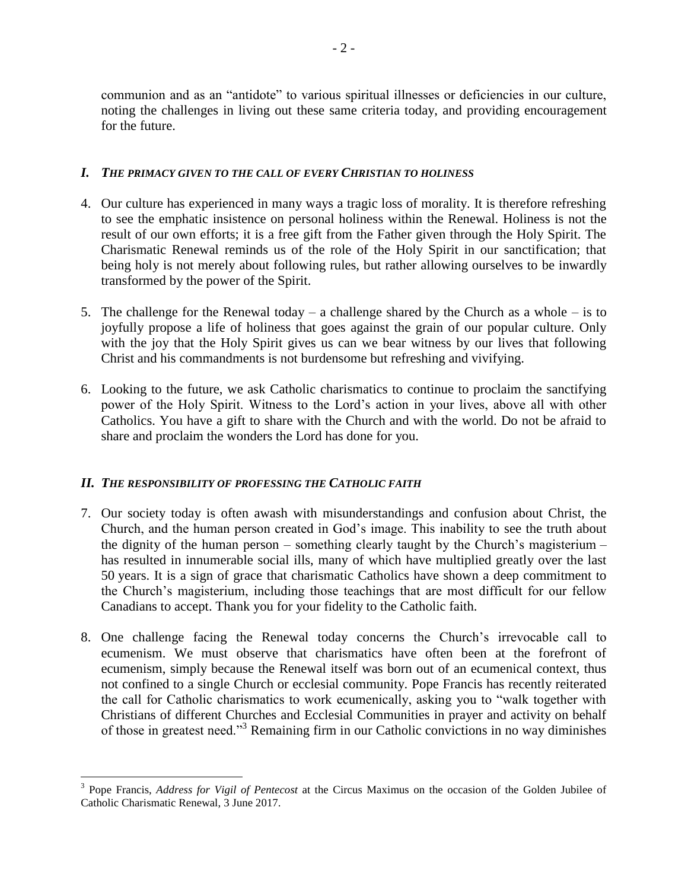communion and as an "antidote" to various spiritual illnesses or deficiencies in our culture, noting the challenges in living out these same criteria today, and providing encouragement for the future.

## *I. THE PRIMACY GIVEN TO THE CALL OF EVERY CHRISTIAN TO HOLINESS*

4. Our culture has experienced in many ways a tragic loss of morality. It is therefore refreshing to see the emphatic insistence on personal holiness within the Renewal. Holiness is not the result of our own efforts; it is a free gift from the Father given through the Holy Spirit. The Charismatic Renewal reminds us of the role of the Holy Spirit in our sanctification; that being holy is not merely about following rules, but rather allowing ourselves to be inwardly transformed by the power of the Spirit.

5. The challenge for the Renewal today – a challenge shared by the Church as a whole – is to joyfully propose a life of holiness that goes against the grain of our popular culture. Only with the joy that the Holy Spirit gives us can we bear witness by our lives that following Christ and his commandments is not burdensome but refreshing and vivifying.

6. Looking to the future, we ask Catholic charismatics to continue to proclaim the sanctifying power of the Holy Spirit. Witness to the Lord's action in your lives, above all with other Catholics. You have a gift to share with the Church and with the world. Do not be afraid to share and proclaim the wonders the Lord has done for you.

## *II. THE RESPONSIBILITY OF PROFESSING THE CATHOLIC FAITH*

7. Our society today is often awash with misunderstandings and confusion about Christ, the Church, and the human person created in God's image. This inability to see the truth about the dignity of the human person – something clearly taught by the Church's magisterium – has resulted in innumerable social ills, many of which have multiplied greatly over the last 50 years. It is a sign of grace that charismatic Catholics have shown a deep commitment to the Church's magisterium, including those teachings that are most difficult for our fellow Canadians to accept. Thank you for your fidelity to the Catholic faith.

8. One challenge facing the Renewal today concerns the Church's irrevocable call to ecumenism. We must observe that charismatics have often been at the forefront of ecumenism, simply because the Renewal itself was born out of an ecumenical context, thus not confined to a single Church or ecclesial community. Pope Francis has recently reiterated the call for Catholic charismatics to work ecumenically, asking you to "walk together with Christians of different Churches and Ecclesial Communities in prayer and activity on behalf of those in greatest need."[3] Remaining firm in our Catholic convictions in no way diminishes

---

[3] Pope Francis, *Address for Vigil of Pentecost* at the Circus Maximus on the occasion of the Golden Jubilee of Catholic Charismatic Renewal, 3 June 2017.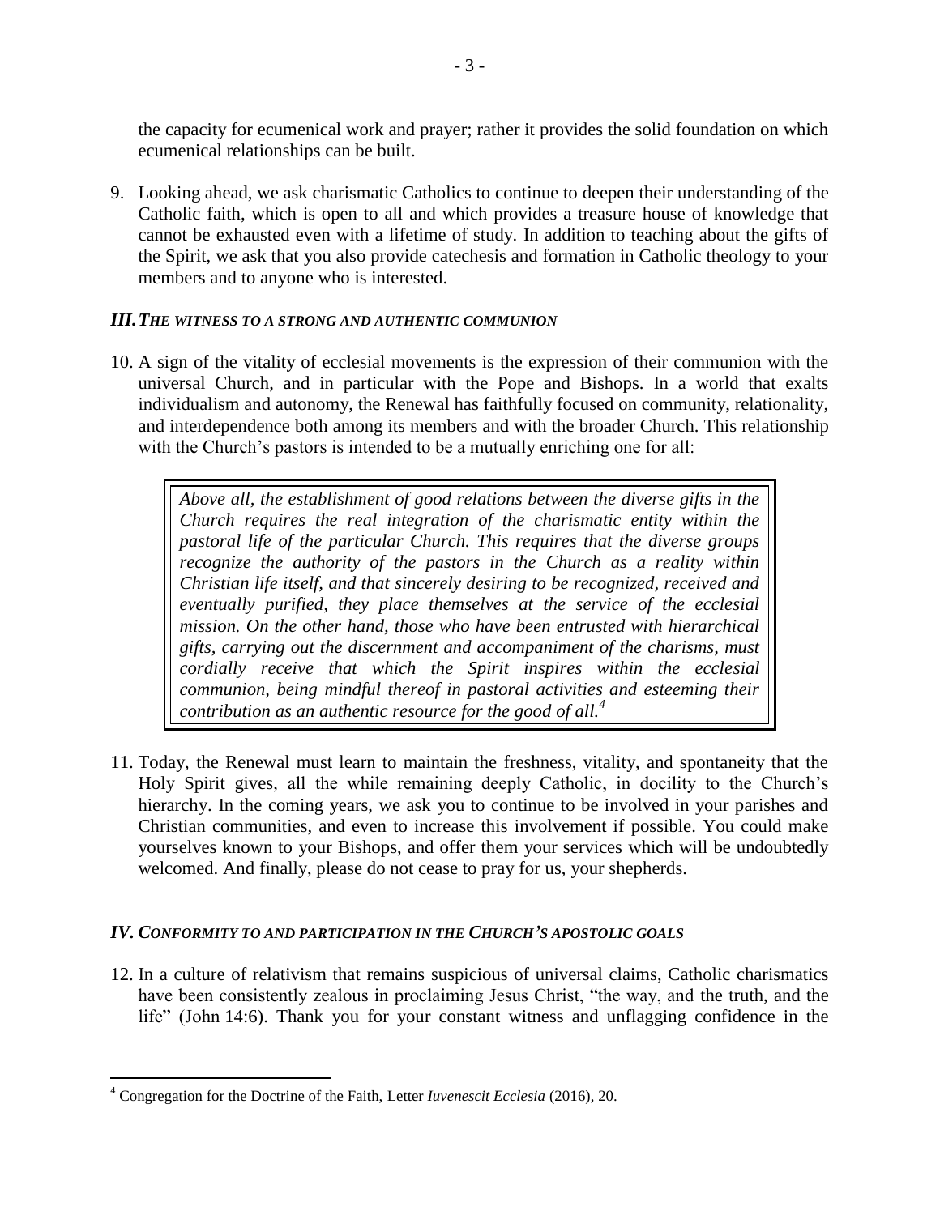the capacity for ecumenical work and prayer; rather it provides the solid foundation on which ecumenical relationships can be built.

9. Looking ahead, we ask charismatic Catholics to continue to deepen their understanding of the Catholic faith, which is open to all and which provides a treasure house of knowledge that cannot be exhausted even with a lifetime of study. In addition to teaching about the gifts of the Spirit, we ask that you also provide catechesis and formation in Catholic theology to your members and to anyone who is interested.

### *III. THE WITNESS TO A STRONG AND AUTHENTIC COMMUNION*

10. A sign of the vitality of ecclesial movements is the expression of their communion with the universal Church, and in particular with the Pope and Bishops. In a world that exalts individualism and autonomy, the Renewal has faithfully focused on community, relationality, and interdependence both among its members and with the broader Church. This relationship with the Church's pastors is intended to be a mutually enriching one for all:

> *Above all, the establishment of good relations between the diverse gifts in the Church requires the real integration of the charismatic entity within the pastoral life of the particular Church. This requires that the diverse groups recognize the authority of the pastors in the Church as a reality within Christian life itself, and that sincerely desiring to be recognized, received and eventually purified, they place themselves at the service of the ecclesial mission. On the other hand, those who have been entrusted with hierarchical gifts, carrying out the discernment and accompaniment of the charisms, must cordially receive that which the Spirit inspires within the ecclesial communion, being mindful thereof in pastoral activities and esteeming their contribution as an authentic resource for the good of all.*[4]

11. Today, the Renewal must learn to maintain the freshness, vitality, and spontaneity that the Holy Spirit gives, all the while remaining deeply Catholic, in docility to the Church's hierarchy. In the coming years, we ask you to continue to be involved in your parishes and Christian communities, and even to increase this involvement if possible. You could make yourselves known to your Bishops, and offer them your services which will be undoubtedly welcomed. And finally, please do not cease to pray for us, your shepherds.

### *IV. CONFORMITY TO AND PARTICIPATION IN THE CHURCH'S APOSTOLIC GOALS*

12. In a culture of relativism that remains suspicious of universal claims, Catholic charismatics have been consistently zealous in proclaiming Jesus Christ, "the way, and the truth, and the life" (John 14:6). Thank you for your constant witness and unflagging confidence in the

---

[4] Congregation for the Doctrine of the Faith, Letter *Iuvenescit Ecclesia* (2016), 20.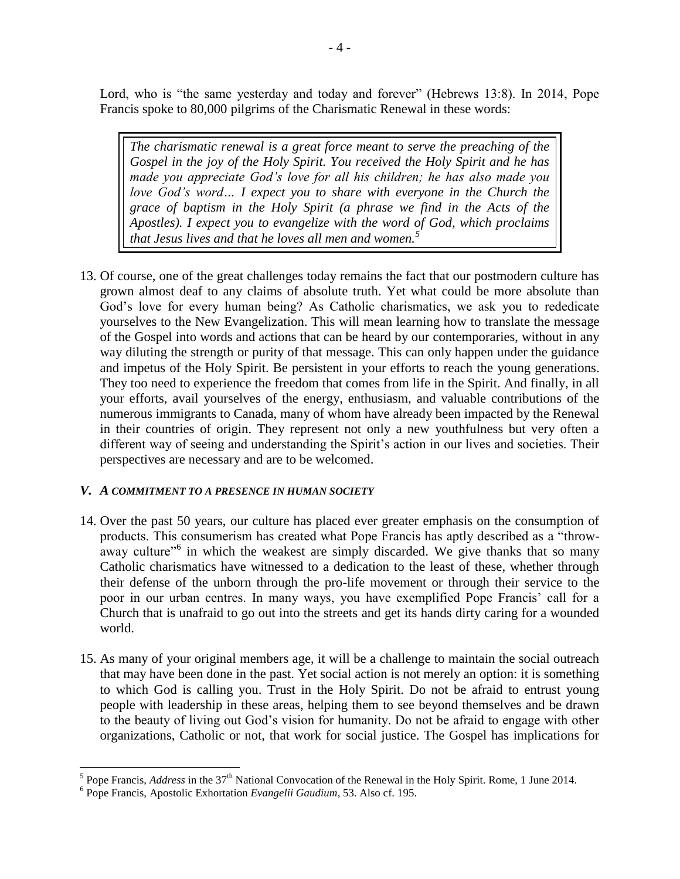Lord, who is "the same yesterday and today and forever" (Hebrews 13:8). In 2014, Pope Francis spoke to 80,000 pilgrims of the Charismatic Renewal in these words:

> *The charismatic renewal is a great force meant to serve the preaching of the Gospel in the joy of the Holy Spirit. You received the Holy Spirit and he has made you appreciate God's love for all his children; he has also made you love God's word… I expect you to share with everyone in the Church the grace of baptism in the Holy Spirit (a phrase we find in the Acts of the Apostles). I expect you to evangelize with the word of God, which proclaims that Jesus lives and that he loves all men and women.*[5]

13. Of course, one of the great challenges today remains the fact that our postmodern culture has grown almost deaf to any claims of absolute truth. Yet what could be more absolute than God's love for every human being? As Catholic charismatics, we ask you to rededicate yourselves to the New Evangelization. This will mean learning how to translate the message of the Gospel into words and actions that can be heard by our contemporaries, without in any way diluting the strength or purity of that message. This can only happen under the guidance and impetus of the Holy Spirit. Be persistent in your efforts to reach the young generations. They too need to experience the freedom that comes from life in the Spirit. And finally, in all your efforts, avail yourselves of the energy, enthusiasm, and valuable contributions of the numerous immigrants to Canada, many of whom have already been impacted by the Renewal in their countries of origin. They represent not only a new youthfulness but very often a different way of seeing and understanding the Spirit's action in our lives and societies. Their perspectives are necessary and are to be welcomed.

### *V. A COMMITMENT TO A PRESENCE IN HUMAN SOCIETY*

14. Over the past 50 years, our culture has placed ever greater emphasis on the consumption of products. This consumerism has created what Pope Francis has aptly described as a "throw-away culture"[6] in which the weakest are simply discarded. We give thanks that so many Catholic charismatics have witnessed to a dedication to the least of these, whether through their defense of the unborn through the pro-life movement or through their service to the poor in our urban centres. In many ways, you have exemplified Pope Francis' call for a Church that is unafraid to go out into the streets and get its hands dirty caring for a wounded world.

15. As many of your original members age, it will be a challenge to maintain the social outreach that may have been done in the past. Yet social action is not merely an option: it is something to which God is calling you. Trust in the Holy Spirit. Do not be afraid to entrust young people with leadership in these areas, helping them to see beyond themselves and be drawn to the beauty of living out God's vision for humanity. Do not be afraid to engage with other organizations, Catholic or not, that work for social justice. The Gospel has implications for

---

[5] Pope Francis, *Address* in the 37th National Convocation of the Renewal in the Holy Spirit. Rome, 1 June 2014.

[6] Pope Francis, Apostolic Exhortation *Evangelii Gaudium*, 53. Also cf. 195.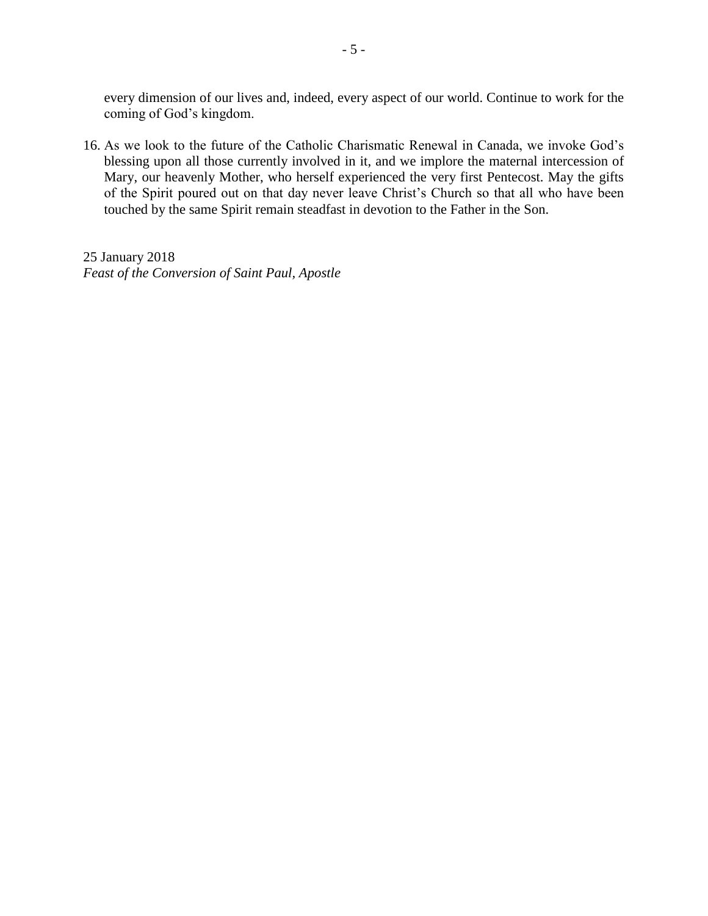every dimension of our lives and, indeed, every aspect of our world. Continue to work for the coming of God's kingdom.

16. As we look to the future of the Catholic Charismatic Renewal in Canada, we invoke God's blessing upon all those currently involved in it, and we implore the maternal intercession of Mary, our heavenly Mother, who herself experienced the very first Pentecost. May the gifts of the Spirit poured out on that day never leave Christ's Church so that all who have been touched by the same Spirit remain steadfast in devotion to the Father in the Son.

25 January 2018
*Feast of the Conversion of Saint Paul, Apostle*